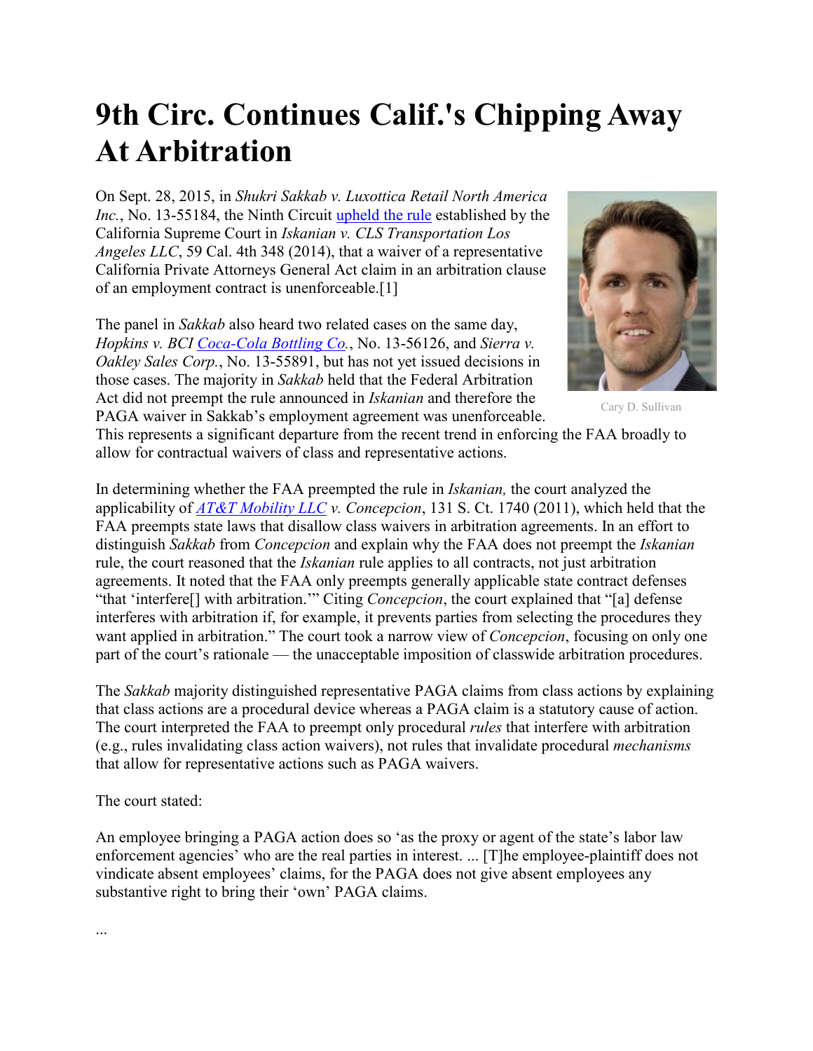# 9th Circ. Continues Calif.'s Chipping Away At Arbitration

On Sept. 28, 2015, in *Shukri Sakkab v. Luxottica Retail North America Inc.*, No. 13-55184, the Ninth Circuit upheld the rule established by the California Supreme Court in *Iskanian v. CLS Transportation Los Angeles LLC*, 59 Cal. 4th 348 (2014), that a waiver of a representative California Private Attorneys General Act claim in an arbitration clause of an employment contract is unenforceable.[1]

Cary D. Sullivan

The panel in *Sakkab* also heard two related cases on the same day, *Hopkins v. BCI Coca-Cola Bottling Co.*, No. 13-56126, and *Sierra v. Oakley Sales Corp.*, No. 13-55891, but has not yet issued decisions in those cases. The majority in *Sakkab* held that the Federal Arbitration Act did not preempt the rule announced in *Iskanian* and therefore the PAGA waiver in Sakkab's employment agreement was unenforceable. This represents a significant departure from the recent trend in enforcing the FAA broadly to allow for contractual waivers of class and representative actions.

In determining whether the FAA preempted the rule in *Iskanian,* the court analyzed the applicability of *AT&T Mobility LLC v. Concepcion*, 131 S. Ct. 1740 (2011), which held that the FAA preempts state laws that disallow class waivers in arbitration agreements. In an effort to distinguish *Sakkab* from *Concepcion* and explain why the FAA does not preempt the *Iskanian* rule, the court reasoned that the *Iskanian* rule applies to all contracts, not just arbitration agreements. It noted that the FAA only preempts generally applicable state contract defenses "that 'interfere[] with arbitration.'" Citing *Concepcion*, the court explained that "[a] defense interferes with arbitration if, for example, it prevents parties from selecting the procedures they want applied in arbitration." The court took a narrow view of *Concepcion*, focusing on only one part of the court's rationale — the unacceptable imposition of classwide arbitration procedures.

The *Sakkab* majority distinguished representative PAGA claims from class actions by explaining that class actions are a procedural device whereas a PAGA claim is a statutory cause of action. The court interpreted the FAA to preempt only procedural *rules* that interfere with arbitration (e.g., rules invalidating class action waivers), not rules that invalidate procedural *mechanisms* that allow for representative actions such as PAGA waivers.

The court stated:

An employee bringing a PAGA action does so 'as the proxy or agent of the state's labor law enforcement agencies' who are the real parties in interest. ... [T]he employee-plaintiff does not vindicate absent employees' claims, for the PAGA does not give absent employees any substantive right to bring their 'own' PAGA claims.

...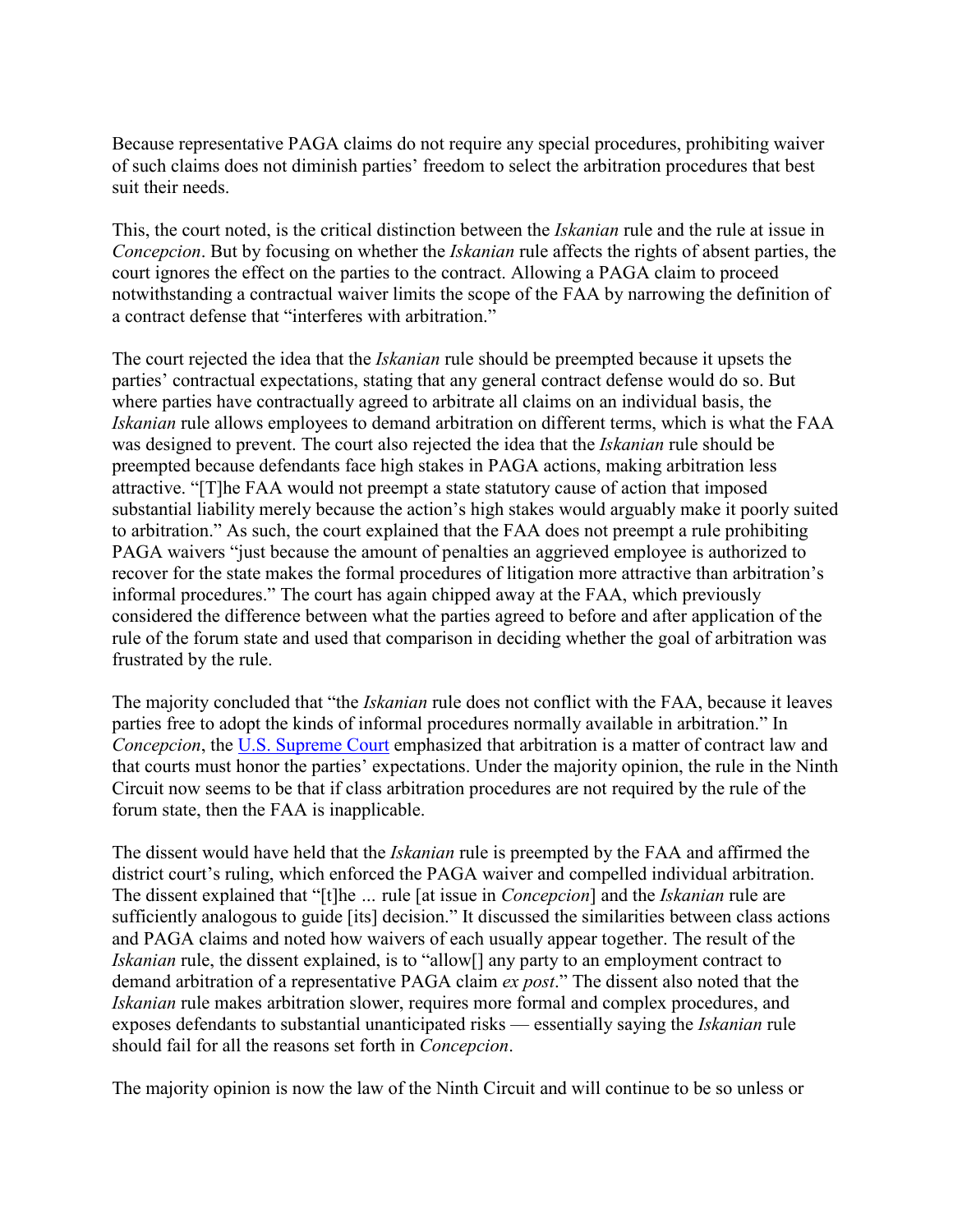Because representative PAGA claims do not require any special procedures, prohibiting waiver of such claims does not diminish parties' freedom to select the arbitration procedures that best suit their needs.

This, the court noted, is the critical distinction between the *Iskanian* rule and the rule at issue in *Concepcion*. But by focusing on whether the *Iskanian* rule affects the rights of absent parties, the court ignores the effect on the parties to the contract. Allowing a PAGA claim to proceed notwithstanding a contractual waiver limits the scope of the FAA by narrowing the definition of a contract defense that "interferes with arbitration."

The court rejected the idea that the *Iskanian* rule should be preempted because it upsets the parties' contractual expectations, stating that any general contract defense would do so. But where parties have contractually agreed to arbitrate all claims on an individual basis, the *Iskanian* rule allows employees to demand arbitration on different terms, which is what the FAA was designed to prevent. The court also rejected the idea that the *Iskanian* rule should be preempted because defendants face high stakes in PAGA actions, making arbitration less attractive. "[T]he FAA would not preempt a state statutory cause of action that imposed substantial liability merely because the action's high stakes would arguably make it poorly suited to arbitration." As such, the court explained that the FAA does not preempt a rule prohibiting PAGA waivers "just because the amount of penalties an aggrieved employee is authorized to recover for the state makes the formal procedures of litigation more attractive than arbitration's informal procedures." The court has again chipped away at the FAA, which previously considered the difference between what the parties agreed to before and after application of the rule of the forum state and used that comparison in deciding whether the goal of arbitration was frustrated by the rule.

The majority concluded that "the *Iskanian* rule does not conflict with the FAA, because it leaves parties free to adopt the kinds of informal procedures normally available in arbitration." In *Concepcion*, the U.S. Supreme Court emphasized that arbitration is a matter of contract law and that courts must honor the parties' expectations. Under the majority opinion, the rule in the Ninth Circuit now seems to be that if class arbitration procedures are not required by the rule of the forum state, then the FAA is inapplicable.

The dissent would have held that the *Iskanian* rule is preempted by the FAA and affirmed the district court's ruling, which enforced the PAGA waiver and compelled individual arbitration. The dissent explained that "[t]he ... rule [at issue in *Concepcion*] and the *Iskanian* rule are sufficiently analogous to guide [its] decision." It discussed the similarities between class actions and PAGA claims and noted how waivers of each usually appear together. The result of the *Iskanian* rule, the dissent explained, is to "allow[] any party to an employment contract to demand arbitration of a representative PAGA claim *ex post*." The dissent also noted that the *Iskanian* rule makes arbitration slower, requires more formal and complex procedures, and exposes defendants to substantial unanticipated risks — essentially saying the *Iskanian* rule should fail for all the reasons set forth in *Concepcion*.

The majority opinion is now the law of the Ninth Circuit and will continue to be so unless or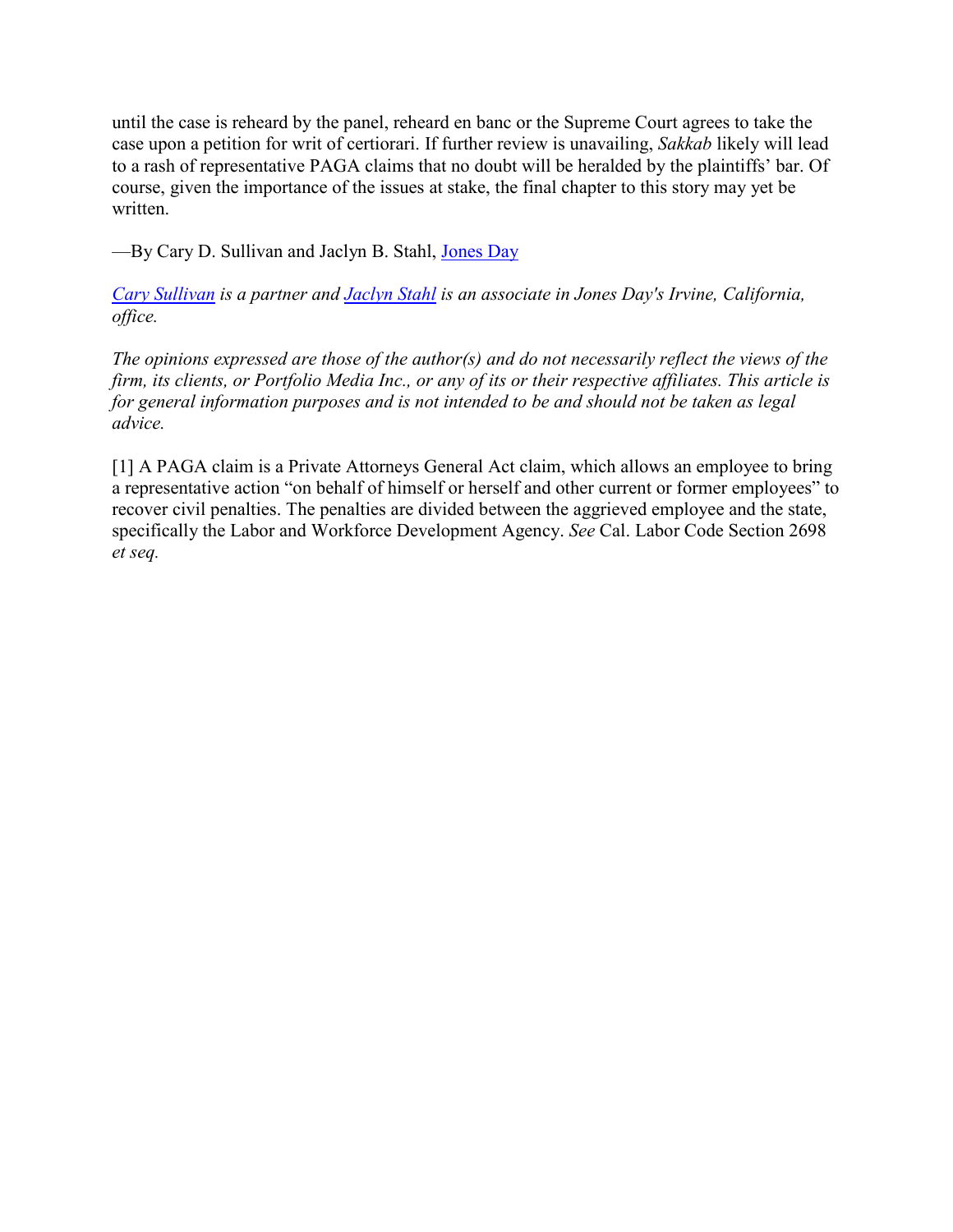until the case is reheard by the panel, reheard en banc or the Supreme Court agrees to take the case upon a petition for writ of certiorari. If further review is unavailing, *Sakkab* likely will lead to a rash of representative PAGA claims that no doubt will be heralded by the plaintiffs' bar. Of course, given the importance of the issues at stake, the final chapter to this story may yet be written.

—By Cary D. Sullivan and Jaclyn B. Stahl, Jones Day

*Cary Sullivan is a partner and Jaclyn Stahl is an associate in Jones Day's Irvine, California, office.*

*The opinions expressed are those of the author(s) and do not necessarily reflect the views of the firm, its clients, or Portfolio Media Inc., or any of its or their respective affiliates. This article is for general information purposes and is not intended to be and should not be taken as legal advice.*

[1] A PAGA claim is a Private Attorneys General Act claim, which allows an employee to bring a representative action "on behalf of himself or herself and other current or former employees" to recover civil penalties. The penalties are divided between the aggrieved employee and the state, specifically the Labor and Workforce Development Agency. *See* Cal. Labor Code Section 2698 *et seq.*